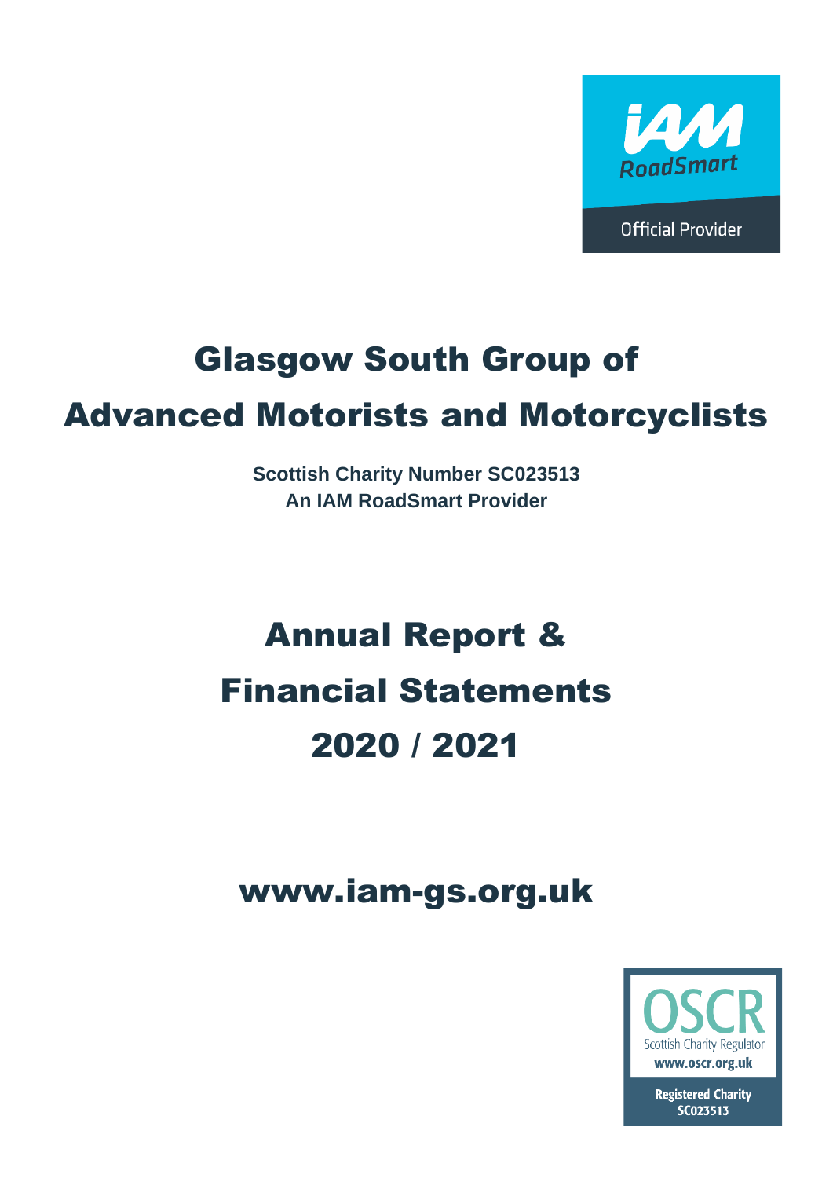IAM RoadSmart Official Provider

# Glasgow South Group of Advanced Motorists and Motorcyclists

**Scottish Charity Number SC023513**
**An IAM RoadSmart Provider**

# Annual Report & Financial Statements 2020 / 2021

## www.iam-gs.org.uk

OSCR Scottish Charity Regulator www.oscr.org.uk Registered Charity SC023513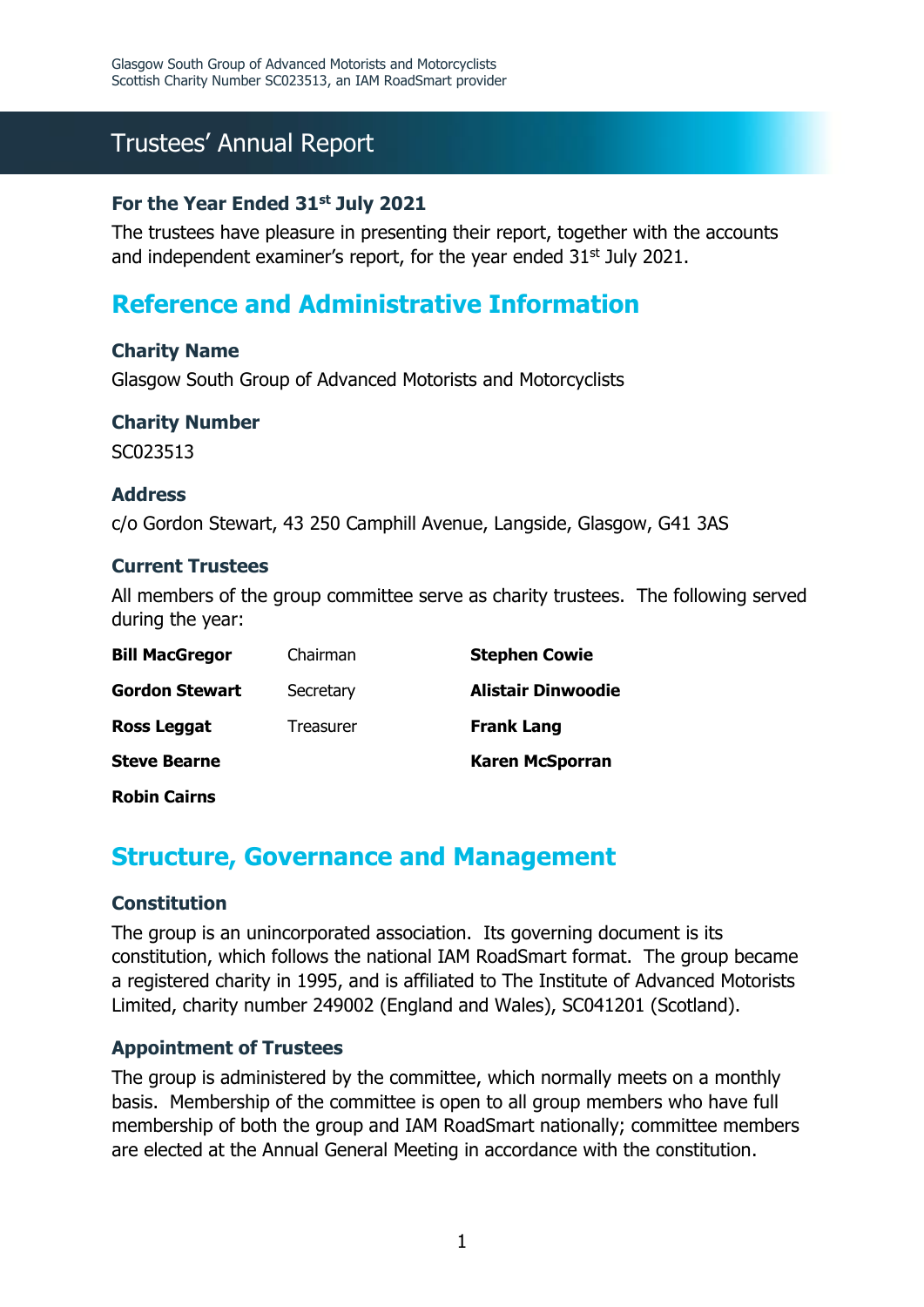# Trustees' Annual Report

### For the Year Ended 31st July 2021

The trustees have pleasure in presenting their report, together with the accounts and independent examiner's report, for the year ended 31st July 2021.

## Reference and Administrative Information

### Charity Name

Glasgow South Group of Advanced Motorists and Motorcyclists

### Charity Number

SC023513

### Address

c/o Gordon Stewart, 43 250 Camphill Avenue, Langside, Glasgow, G41 3AS

### Current Trustees

All members of the group committee serve as charity trustees. The following served during the year:

| | | |
|---|---|---|
| **Bill MacGregor** | Chairman | **Stephen Cowie** |
| **Gordon Stewart** | Secretary | **Alistair Dinwoodie** |
| **Ross Leggat** | Treasurer | **Frank Lang** |
| **Steve Bearne** | | **Karen McSporran** |
| **Robin Cairns** | | |

## Structure, Governance and Management

### Constitution

The group is an unincorporated association. Its governing document is its constitution, which follows the national IAM RoadSmart format. The group became a registered charity in 1995, and is affiliated to The Institute of Advanced Motorists Limited, charity number 249002 (England and Wales), SC041201 (Scotland).

### Appointment of Trustees

The group is administered by the committee, which normally meets on a monthly basis. Membership of the committee is open to all group members who have full membership of both the group and IAM RoadSmart nationally; committee members are elected at the Annual General Meeting in accordance with the constitution.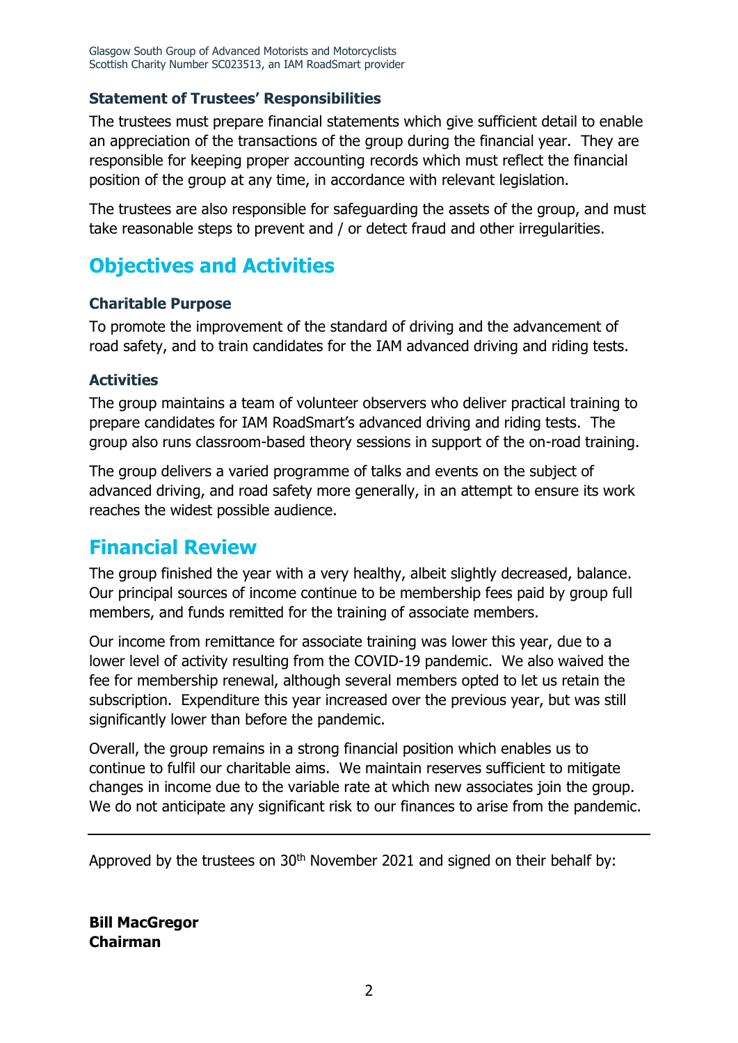### Statement of Trustees' Responsibilities

The trustees must prepare financial statements which give sufficient detail to enable an appreciation of the transactions of the group during the financial year. They are responsible for keeping proper accounting records which must reflect the financial position of the group at any time, in accordance with relevant legislation.

The trustees are also responsible for safeguarding the assets of the group, and must take reasonable steps to prevent and / or detect fraud and other irregularities.

## Objectives and Activities

### Charitable Purpose

To promote the improvement of the standard of driving and the advancement of road safety, and to train candidates for the IAM advanced driving and riding tests.

### Activities

The group maintains a team of volunteer observers who deliver practical training to prepare candidates for IAM RoadSmart's advanced driving and riding tests. The group also runs classroom-based theory sessions in support of the on-road training.

The group delivers a varied programme of talks and events on the subject of advanced driving, and road safety more generally, in an attempt to ensure its work reaches the widest possible audience.

## Financial Review

The group finished the year with a very healthy, albeit slightly decreased, balance. Our principal sources of income continue to be membership fees paid by group full members, and funds remitted for the training of associate members.

Our income from remittance for associate training was lower this year, due to a lower level of activity resulting from the COVID-19 pandemic. We also waived the fee for membership renewal, although several members opted to let us retain the subscription. Expenditure this year increased over the previous year, but was still significantly lower than before the pandemic.

Overall, the group remains in a strong financial position which enables us to continue to fulfil our charitable aims. We maintain reserves sufficient to mitigate changes in income due to the variable rate at which new associates join the group. We do not anticipate any significant risk to our finances to arise from the pandemic.

---

Approved by the trustees on 30th November 2021 and signed on their behalf by:

**Bill MacGregor**
**Chairman**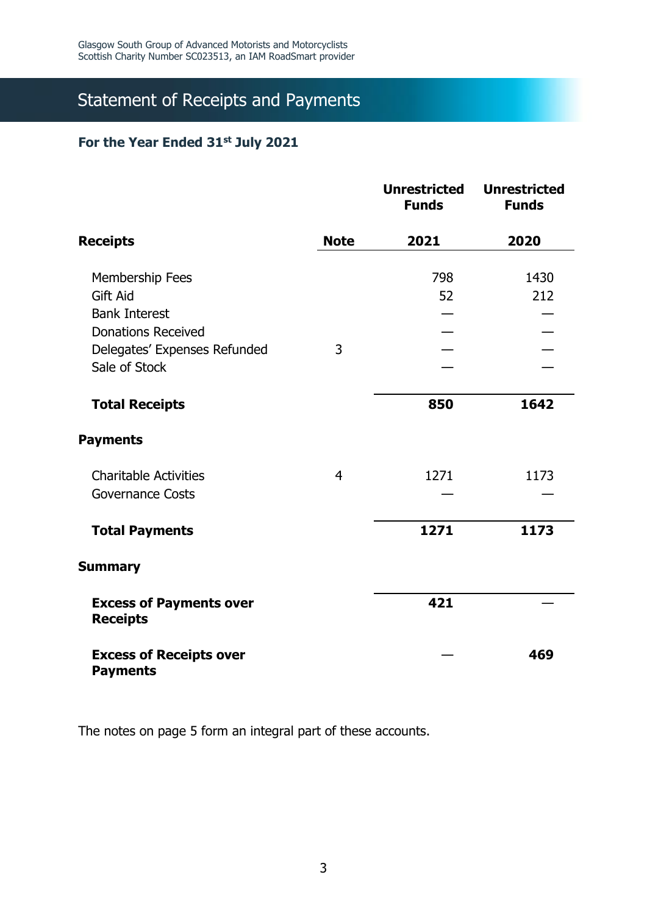# Statement of Receipts and Payments

### For the Year Ended 31st July 2021

| Receipts | Note | Unrestricted Funds 2021 | Unrestricted Funds 2020 |
|---|---|---|---|
| Membership Fees | | 798 | 1430 |
| Gift Aid | | 52 | 212 |
| Bank Interest | | — | — |
| Donations Received | | — | — |
| Delegates' Expenses Refunded | 3 | — | — |
| Sale of Stock | | — | — |
| **Total Receipts** | | **850** | **1642** |
| **Payments** | | | |
| Charitable Activities | 4 | 1271 | 1173 |
| Governance Costs | | — | — |
| **Total Payments** | | **1271** | **1173** |
| **Summary** | | | |
| **Excess of Payments over Receipts** | | **421** | — |
| **Excess of Receipts over Payments** | | — | **469** |

The notes on page 5 form an integral part of these accounts.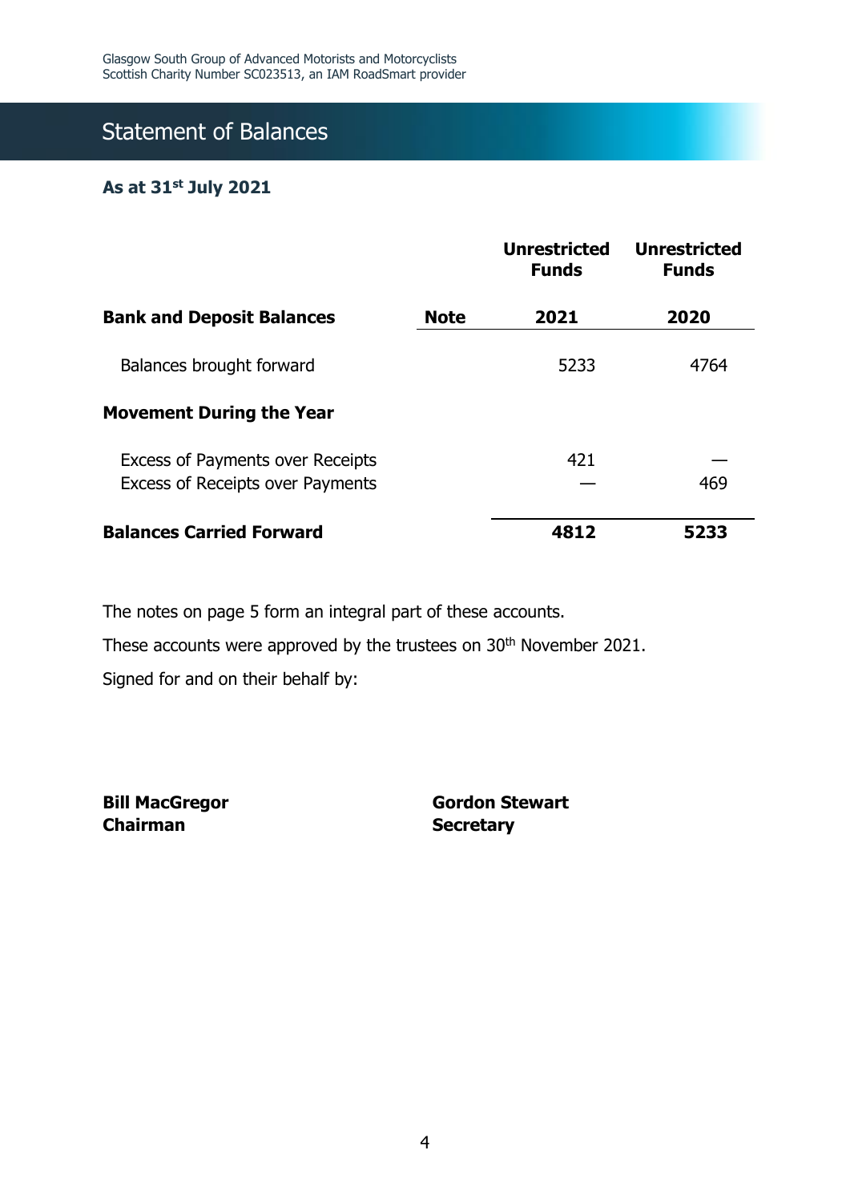# Statement of Balances

**As at 31st July 2021**

| | | Unrestricted Funds | Unrestricted Funds |
|---|---|---|---|
| **Bank and Deposit Balances** | **Note** | **2021** | **2020** |
| Balances brought forward | | 5233 | 4764 |
| **Movement During the Year** | | | |
| Excess of Payments over Receipts | | 421 | — |
| Excess of Receipts over Payments | | — | 469 |
| **Balances Carried Forward** | | **4812** | **5233** |

The notes on page 5 form an integral part of these accounts.

These accounts were approved by the trustees on 30th November 2021.

Signed for and on their behalf by:

**Bill MacGregor**
**Chairman**

**Gordon Stewart**
**Secretary**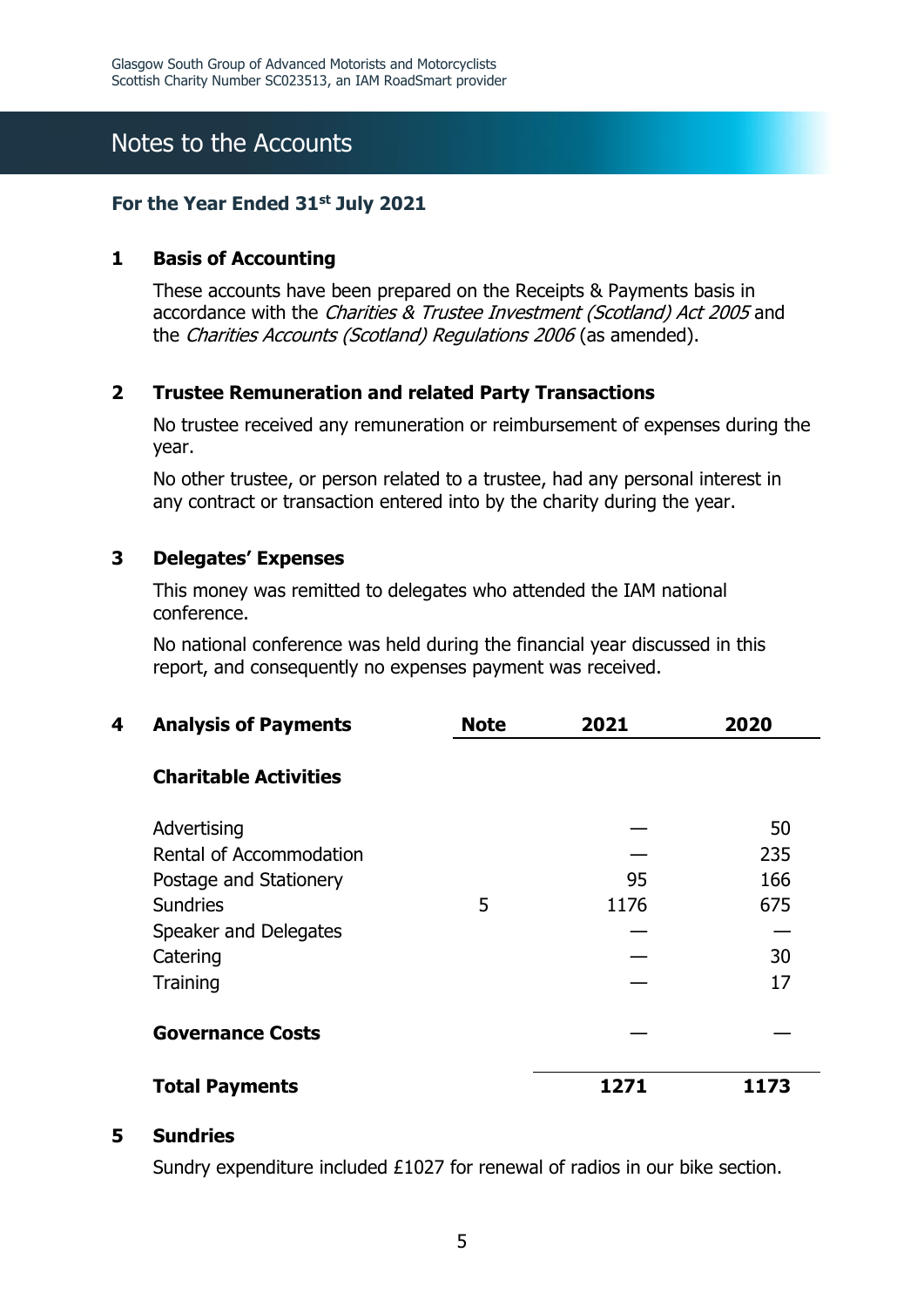# Notes to the Accounts

**For the Year Ended 31st July 2021**

## 1 Basis of Accounting

These accounts have been prepared on the Receipts & Payments basis in accordance with the *Charities & Trustee Investment (Scotland) Act 2005* and the *Charities Accounts (Scotland) Regulations 2006* (as amended).

## 2 Trustee Remuneration and related Party Transactions

No trustee received any remuneration or reimbursement of expenses during the year.

No other trustee, or person related to a trustee, had any personal interest in any contract or transaction entered into by the charity during the year.

## 3 Delegates' Expenses

This money was remitted to delegates who attended the IAM national conference.

No national conference was held during the financial year discussed in this report, and consequently no expenses payment was received.

## 4 Analysis of Payments

| | Note | 2021 | 2020 |
|---|---|---|---|
| **Charitable Activities** | | | |
| Advertising | | — | 50 |
| Rental of Accommodation | | — | 235 |
| Postage and Stationery | | 95 | 166 |
| Sundries | 5 | 1176 | 675 |
| Speaker and Delegates | | — | — |
| Catering | | — | 30 |
| Training | | — | 17 |
| **Governance Costs** | | — | — |
| **Total Payments** | | **1271** | **1173** |

## 5 Sundries

Sundry expenditure included £1027 for renewal of radios in our bike section.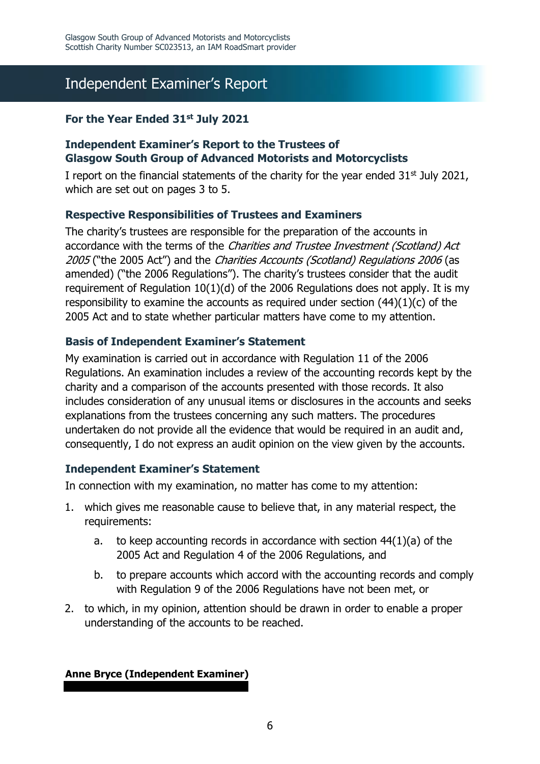# Independent Examiner's Report

## For the Year Ended 31st July 2021

### Independent Examiner's Report to the Trustees of Glasgow South Group of Advanced Motorists and Motorcyclists

I report on the financial statements of the charity for the year ended 31st July 2021, which are set out on pages 3 to 5.

### Respective Responsibilities of Trustees and Examiners

The charity's trustees are responsible for the preparation of the accounts in accordance with the terms of the *Charities and Trustee Investment (Scotland) Act 2005* ("the 2005 Act") and the *Charities Accounts (Scotland) Regulations 2006* (as amended) ("the 2006 Regulations"). The charity's trustees consider that the audit requirement of Regulation 10(1)(d) of the 2006 Regulations does not apply. It is my responsibility to examine the accounts as required under section (44)(1)(c) of the 2005 Act and to state whether particular matters have come to my attention.

### Basis of Independent Examiner's Statement

My examination is carried out in accordance with Regulation 11 of the 2006 Regulations. An examination includes a review of the accounting records kept by the charity and a comparison of the accounts presented with those records. It also includes consideration of any unusual items or disclosures in the accounts and seeks explanations from the trustees concerning any such matters. The procedures undertaken do not provide all the evidence that would be required in an audit and, consequently, I do not express an audit opinion on the view given by the accounts.

### Independent Examiner's Statement

In connection with my examination, no matter has come to my attention:

1. which gives me reasonable cause to believe that, in any material respect, the requirements:
    a. to keep accounting records in accordance with section 44(1)(a) of the 2005 Act and Regulation 4 of the 2006 Regulations, and
    b. to prepare accounts which accord with the accounting records and comply with Regulation 9 of the 2006 Regulations have not been met, or
2. to which, in my opinion, attention should be drawn in order to enable a proper understanding of the accounts to be reached.

**Anne Bryce (Independent Examiner)**